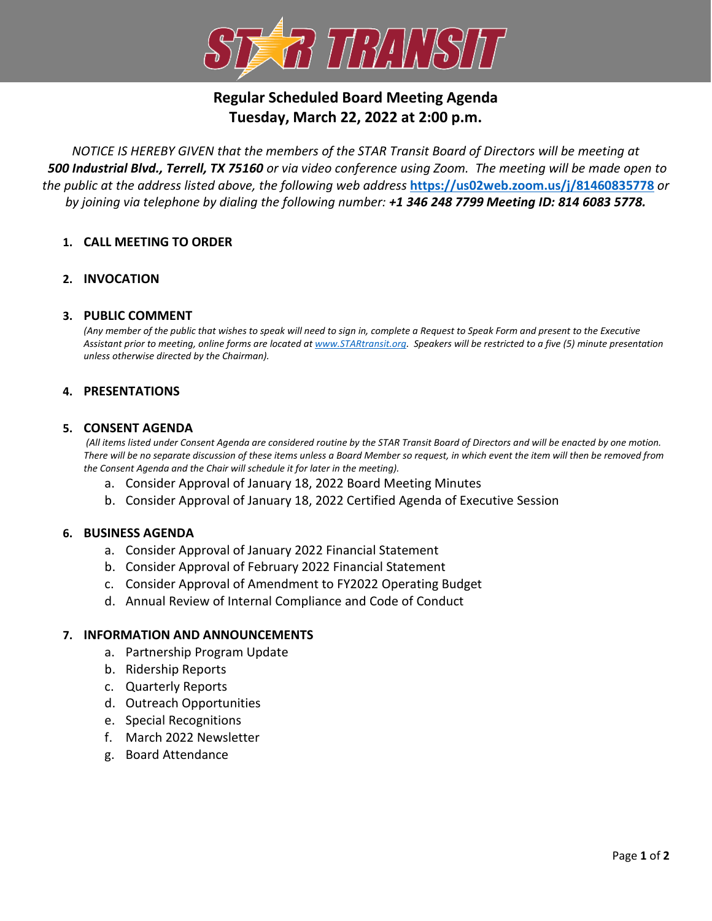# STAR TRANSIT

## Regular Scheduled Board Meeting Agenda
## Tuesday, March 22, 2022 at 2:00 p.m.

*NOTICE IS HEREBY GIVEN that the members of the STAR Transit Board of Directors will be meeting at* ***500 Industrial Blvd., Terrell, TX 75160*** *or via video conference using Zoom. The meeting will be made open to the public at the address listed above, the following web address* **https://us02web.zoom.us/j/81460835778** *or by joining via telephone by dialing the following number:* ***+1 346 248 7799 Meeting ID: 814 6083 5778.***

1. **CALL MEETING TO ORDER**

2. **INVOCATION**

3. **PUBLIC COMMENT**

   *(Any member of the public that wishes to speak will need to sign in, complete a Request to Speak Form and present to the Executive Assistant prior to meeting, online forms are located at www.STARtransit.org. Speakers will be restricted to a five (5) minute presentation unless otherwise directed by the Chairman).*

4. **PRESENTATIONS**

5. **CONSENT AGENDA**

   *(All items listed under Consent Agenda are considered routine by the STAR Transit Board of Directors and will be enacted by one motion. There will be no separate discussion of these items unless a Board Member so request, in which event the item will then be removed from the Consent Agenda and the Chair will schedule it for later in the meeting).*

   a. Consider Approval of January 18, 2022 Board Meeting Minutes
   b. Consider Approval of January 18, 2022 Certified Agenda of Executive Session

6. **BUSINESS AGENDA**

   a. Consider Approval of January 2022 Financial Statement
   b. Consider Approval of February 2022 Financial Statement
   c. Consider Approval of Amendment to FY2022 Operating Budget
   d. Annual Review of Internal Compliance and Code of Conduct

7. **INFORMATION AND ANNOUNCEMENTS**

   a. Partnership Program Update
   b. Ridership Reports
   c. Quarterly Reports
   d. Outreach Opportunities
   e. Special Recognitions
   f. March 2022 Newsletter
   g. Board Attendance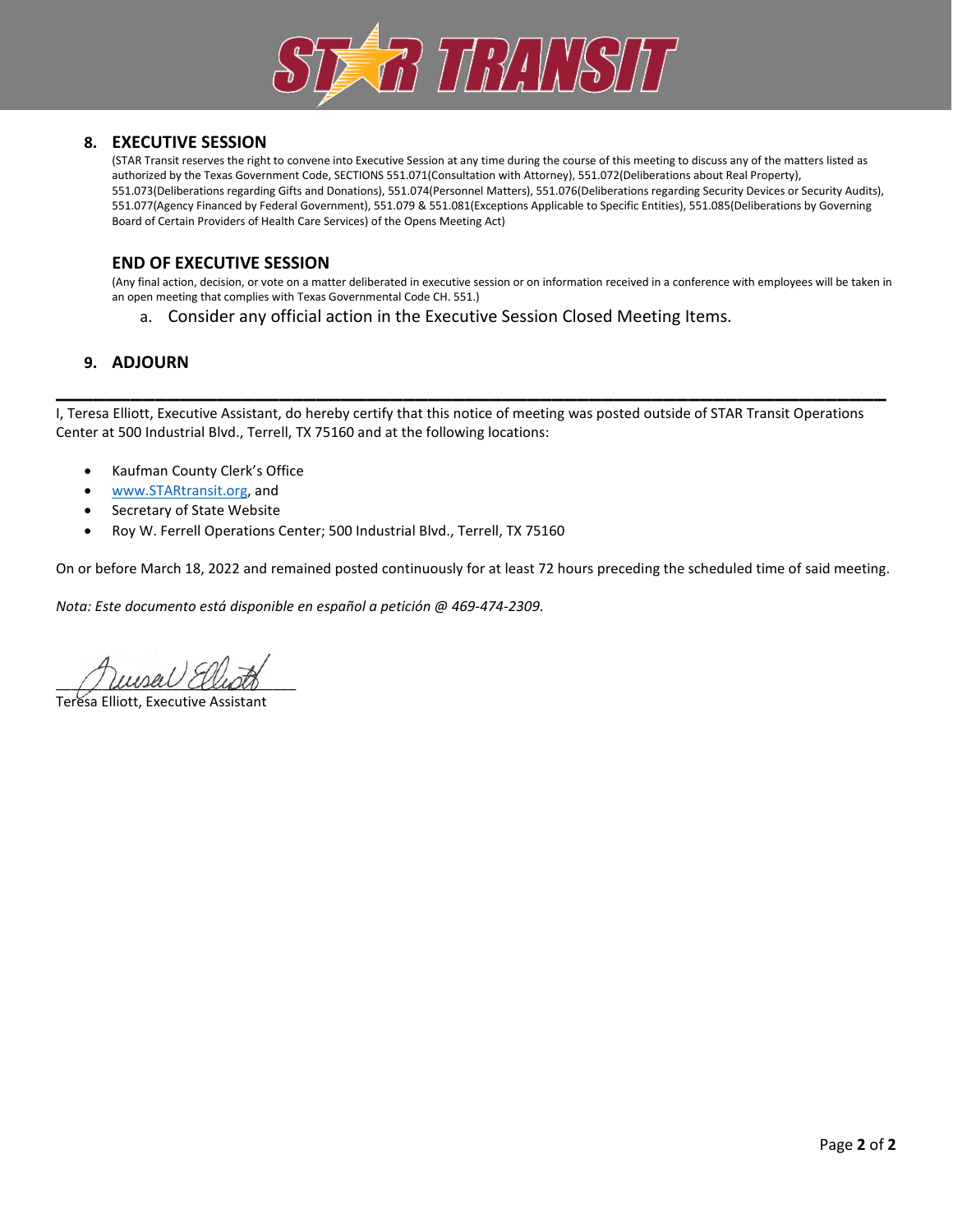## 8. EXECUTIVE SESSION

(STAR Transit reserves the right to convene into Executive Session at any time during the course of this meeting to discuss any of the matters listed as authorized by the Texas Government Code, SECTIONS 551.071(Consultation with Attorney), 551.072(Deliberations about Real Property), 551.073(Deliberations regarding Gifts and Donations), 551.074(Personnel Matters), 551.076(Deliberations regarding Security Devices or Security Audits), 551.077(Agency Financed by Federal Government), 551.079 & 551.081(Exceptions Applicable to Specific Entities), 551.085(Deliberations by Governing Board of Certain Providers of Health Care Services) of the Opens Meeting Act)

### END OF EXECUTIVE SESSION

(Any final action, decision, or vote on a matter deliberated in executive session or on information received in a conference with employees will be taken in an open meeting that complies with Texas Governmental Code CH. 551.)

a. Consider any official action in the Executive Session Closed Meeting Items.

## 9. ADJOURN

---

I, Teresa Elliott, Executive Assistant, do hereby certify that this notice of meeting was posted outside of STAR Transit Operations Center at 500 Industrial Blvd., Terrell, TX 75160 and at the following locations:

- Kaufman County Clerk's Office
- www.STARtransit.org, and
- Secretary of State Website
- Roy W. Ferrell Operations Center; 500 Industrial Blvd., Terrell, TX 75160

On or before March 18, 2022 and remained posted continuously for at least 72 hours preceding the scheduled time of said meeting.

*Nota: Este documento está disponible en español a petición @ 469-474-2309.*

Teresa Elliott, Executive Assistant